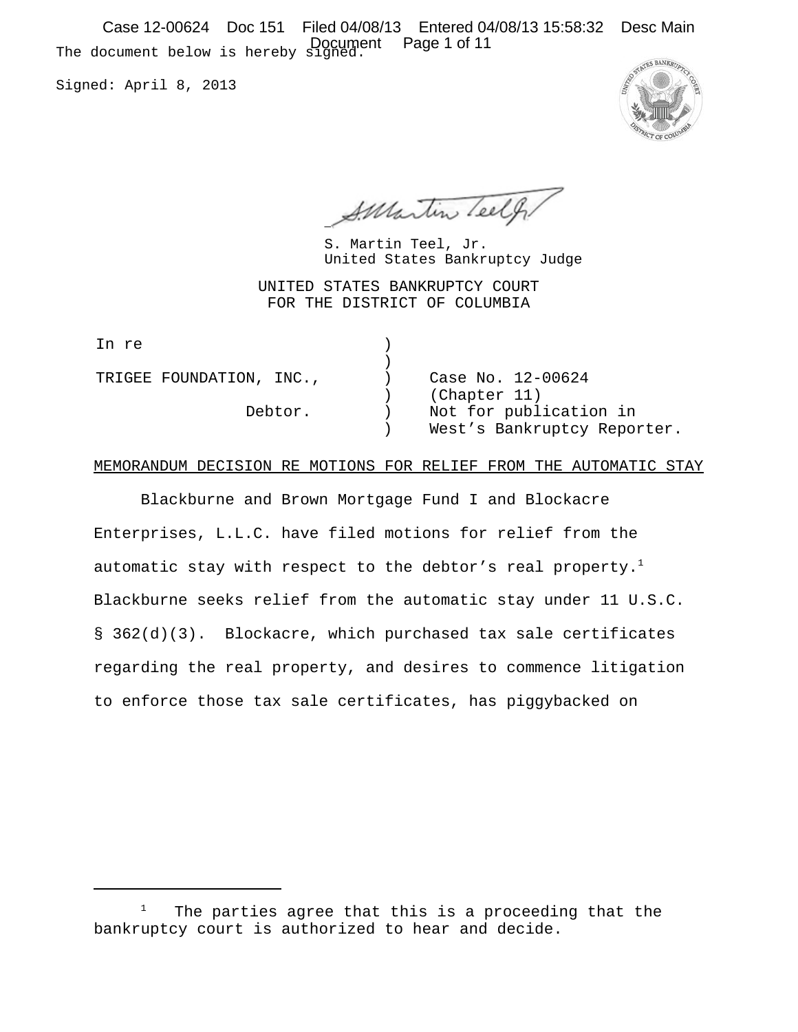The document below is hereby signed.

Signed: April 8, 2013

S. Martin Teel, Jr.
United States Bankruptcy Judge

UNITED STATES BANKRUPTCY COURT
FOR THE DISTRICT OF COLUMBIA

| | | |
|---|---|---|
| In re | ) | |
| | ) | |
| TRIGEE FOUNDATION, INC., | ) | Case No. 12-00624 |
| | ) | (Chapter 11) |
| Debtor. | ) | Not for publication in |
| | ) | West's Bankruptcy Reporter. |

MEMORANDUM DECISION RE MOTIONS FOR RELIEF FROM THE AUTOMATIC STAY

Blackburne and Brown Mortgage Fund I and Blockacre Enterprises, L.L.C. have filed motions for relief from the automatic stay with respect to the debtor's real property.[1] Blackburne seeks relief from the automatic stay under 11 U.S.C. § 362(d)(3). Blockacre, which purchased tax sale certificates regarding the real property, and desires to commence litigation to enforce those tax sale certificates, has piggybacked on

[1] The parties agree that this is a proceeding that the bankruptcy court is authorized to hear and decide.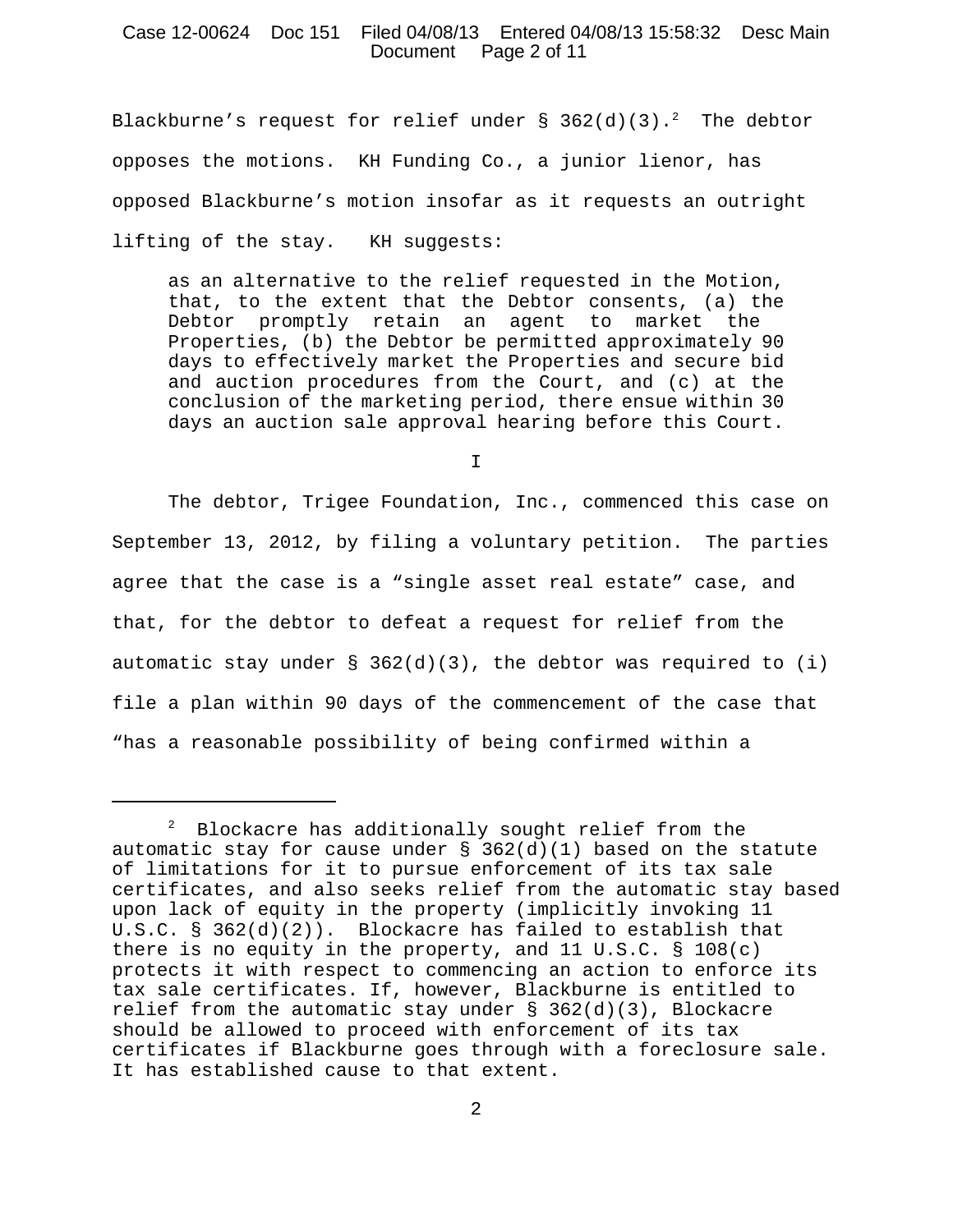Blackburne's request for relief under § 362(d)(3).[2] The debtor opposes the motions. KH Funding Co., a junior lienor, has opposed Blackburne's motion insofar as it requests an outright lifting of the stay. KH suggests:

> as an alternative to the relief requested in the Motion, that, to the extent that the Debtor consents, (a) the Debtor promptly retain an agent to market the Properties, (b) the Debtor be permitted approximately 90 days to effectively market the Properties and secure bid and auction procedures from the Court, and (c) at the conclusion of the marketing period, there ensue within 30 days an auction sale approval hearing before this Court.

I

The debtor, Trigee Foundation, Inc., commenced this case on September 13, 2012, by filing a voluntary petition. The parties agree that the case is a "single asset real estate" case, and that, for the debtor to defeat a request for relief from the automatic stay under § 362(d)(3), the debtor was required to (i) file a plan within 90 days of the commencement of the case that "has a reasonable possibility of being confirmed within a

---

[2] Blockacre has additionally sought relief from the automatic stay for cause under § 362(d)(1) based on the statute of limitations for it to pursue enforcement of its tax sale certificates, and also seeks relief from the automatic stay based upon lack of equity in the property (implicitly invoking 11 U.S.C. § 362(d)(2)). Blockacre has failed to establish that there is no equity in the property, and 11 U.S.C. § 108(c) protects it with respect to commencing an action to enforce its tax sale certificates. If, however, Blackburne is entitled to relief from the automatic stay under § 362(d)(3), Blockacre should be allowed to proceed with enforcement of its tax certificates if Blackburne goes through with a foreclosure sale. It has established cause to that extent.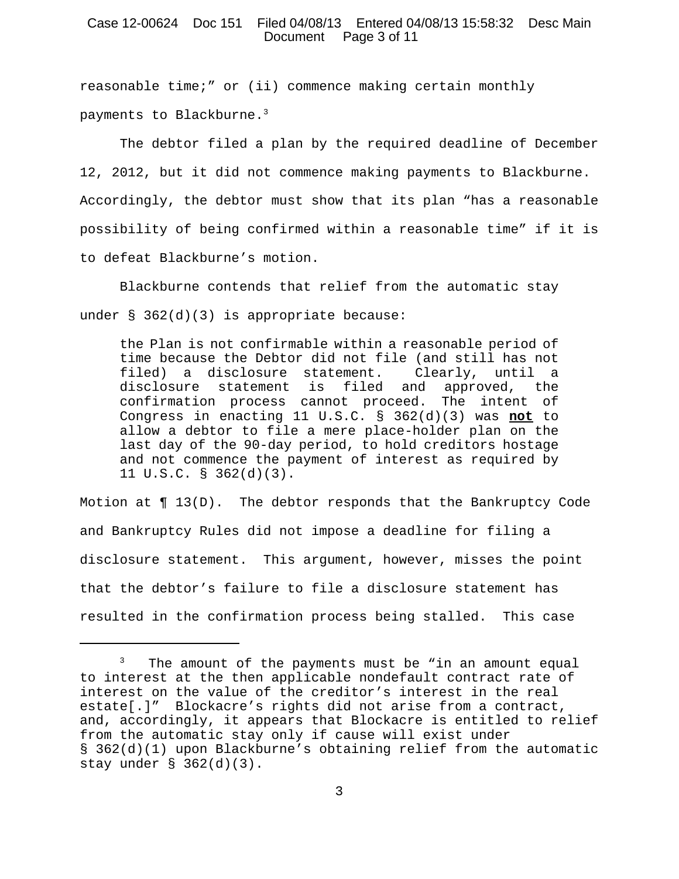reasonable time;" or (ii) commence making certain monthly payments to Blackburne.[3]

The debtor filed a plan by the required deadline of December 12, 2012, but it did not commence making payments to Blackburne. Accordingly, the debtor must show that its plan "has a reasonable possibility of being confirmed within a reasonable time" if it is to defeat Blackburne's motion.

Blackburne contends that relief from the automatic stay under § 362(d)(3) is appropriate because:

> the Plan is not confirmable within a reasonable period of time because the Debtor did not file (and still has not filed) a disclosure statement. Clearly, until a disclosure statement is filed and approved, the confirmation process cannot proceed. The intent of Congress in enacting 11 U.S.C. § 362(d)(3) was **not** to allow a debtor to file a mere place-holder plan on the last day of the 90-day period, to hold creditors hostage and not commence the payment of interest as required by 11 U.S.C. § 362(d)(3).

Motion at ¶ 13(D). The debtor responds that the Bankruptcy Code and Bankruptcy Rules did not impose a deadline for filing a disclosure statement. This argument, however, misses the point that the debtor's failure to file a disclosure statement has resulted in the confirmation process being stalled. This case

---

[3] The amount of the payments must be "in an amount equal to interest at the then applicable nondefault contract rate of interest on the value of the creditor's interest in the real estate[.]" Blockacre's rights did not arise from a contract, and, accordingly, it appears that Blockacre is entitled to relief from the automatic stay only if cause will exist under § 362(d)(1) upon Blackburne's obtaining relief from the automatic stay under § 362(d)(3).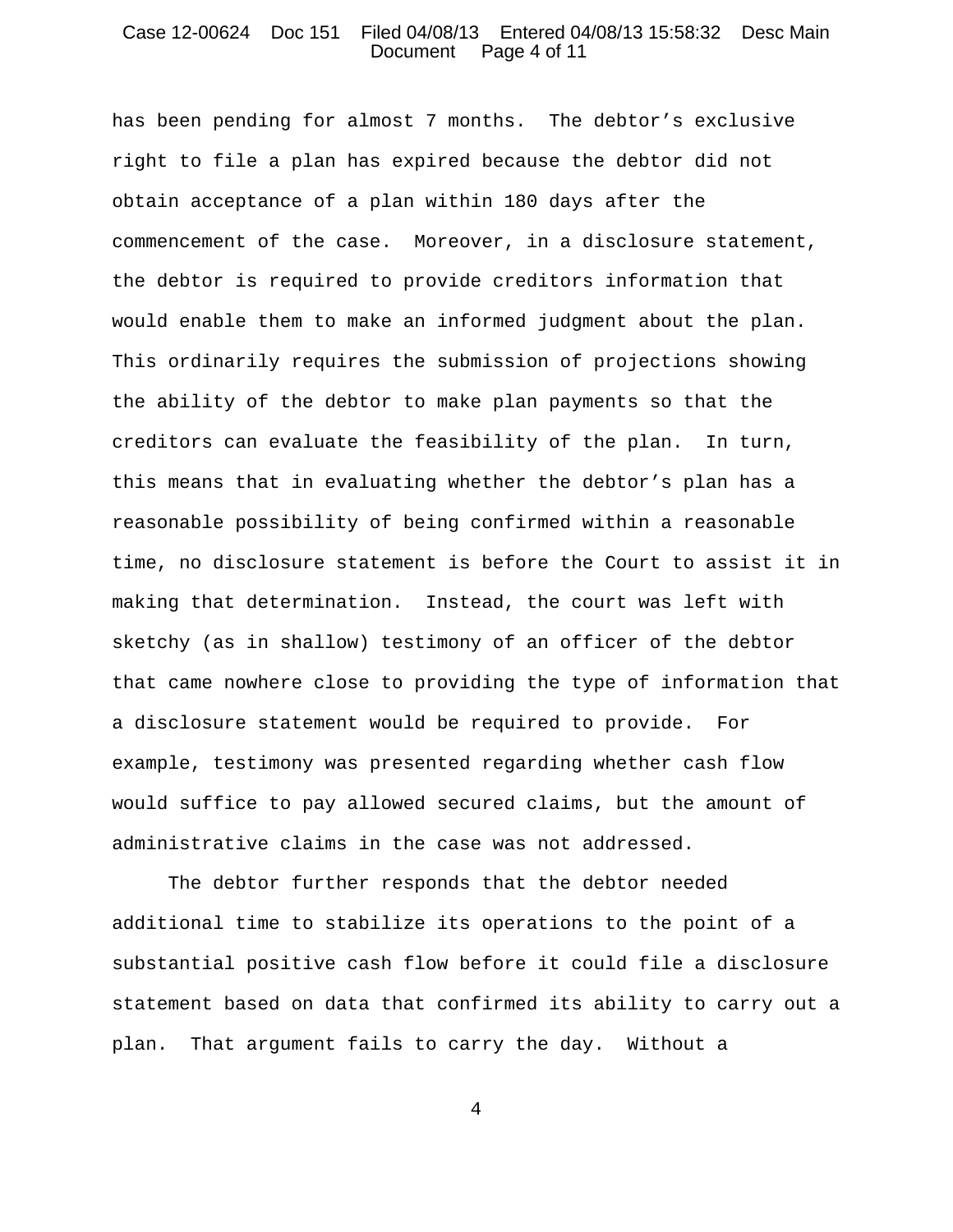has been pending for almost 7 months. The debtor's exclusive right to file a plan has expired because the debtor did not obtain acceptance of a plan within 180 days after the commencement of the case. Moreover, in a disclosure statement, the debtor is required to provide creditors information that would enable them to make an informed judgment about the plan. This ordinarily requires the submission of projections showing the ability of the debtor to make plan payments so that the creditors can evaluate the feasibility of the plan. In turn, this means that in evaluating whether the debtor's plan has a reasonable possibility of being confirmed within a reasonable time, no disclosure statement is before the Court to assist it in making that determination. Instead, the court was left with sketchy (as in shallow) testimony of an officer of the debtor that came nowhere close to providing the type of information that a disclosure statement would be required to provide. For example, testimony was presented regarding whether cash flow would suffice to pay allowed secured claims, but the amount of administrative claims in the case was not addressed.

The debtor further responds that the debtor needed additional time to stabilize its operations to the point of a substantial positive cash flow before it could file a disclosure statement based on data that confirmed its ability to carry out a plan. That argument fails to carry the day. Without a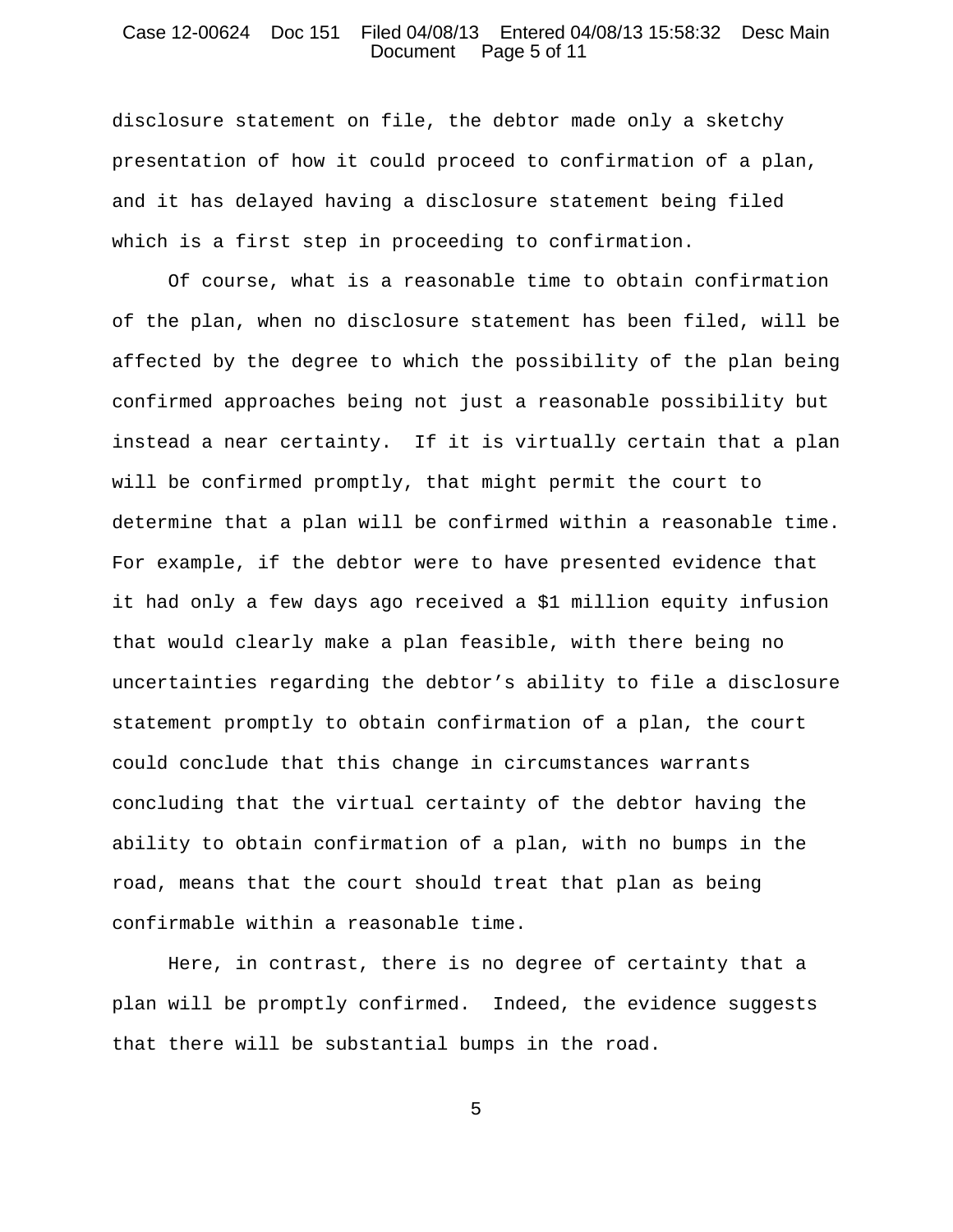disclosure statement on file, the debtor made only a sketchy presentation of how it could proceed to confirmation of a plan, and it has delayed having a disclosure statement being filed which is a first step in proceeding to confirmation.

Of course, what is a reasonable time to obtain confirmation of the plan, when no disclosure statement has been filed, will be affected by the degree to which the possibility of the plan being confirmed approaches being not just a reasonable possibility but instead a near certainty. If it is virtually certain that a plan will be confirmed promptly, that might permit the court to determine that a plan will be confirmed within a reasonable time. For example, if the debtor were to have presented evidence that it had only a few days ago received a $1 million equity infusion that would clearly make a plan feasible, with there being no uncertainties regarding the debtor's ability to file a disclosure statement promptly to obtain confirmation of a plan, the court could conclude that this change in circumstances warrants concluding that the virtual certainty of the debtor having the ability to obtain confirmation of a plan, with no bumps in the road, means that the court should treat that plan as being confirmable within a reasonable time.

Here, in contrast, there is no degree of certainty that a plan will be promptly confirmed. Indeed, the evidence suggests that there will be substantial bumps in the road.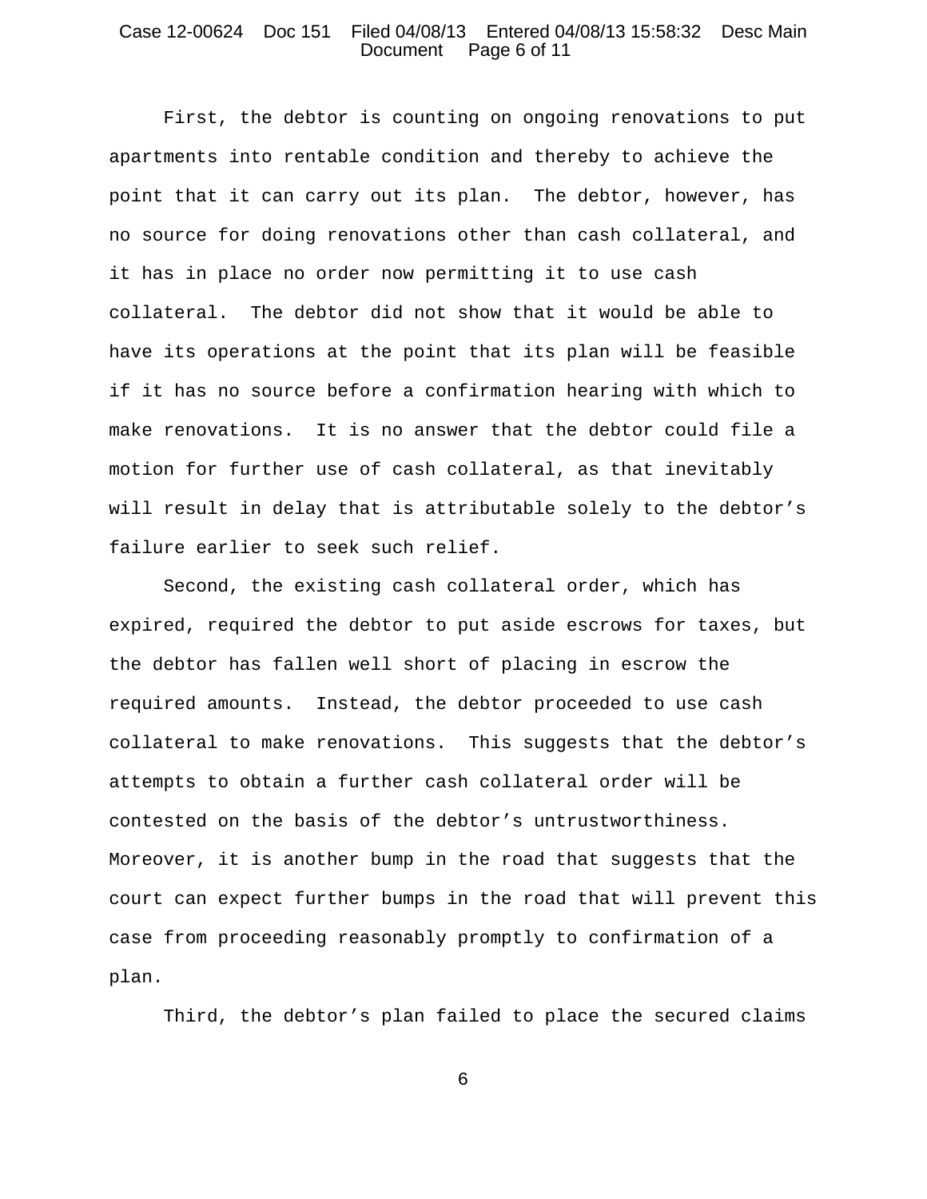First, the debtor is counting on ongoing renovations to put apartments into rentable condition and thereby to achieve the point that it can carry out its plan. The debtor, however, has no source for doing renovations other than cash collateral, and it has in place no order now permitting it to use cash collateral. The debtor did not show that it would be able to have its operations at the point that its plan will be feasible if it has no source before a confirmation hearing with which to make renovations. It is no answer that the debtor could file a motion for further use of cash collateral, as that inevitably will result in delay that is attributable solely to the debtor's failure earlier to seek such relief.

Second, the existing cash collateral order, which has expired, required the debtor to put aside escrows for taxes, but the debtor has fallen well short of placing in escrow the required amounts. Instead, the debtor proceeded to use cash collateral to make renovations. This suggests that the debtor's attempts to obtain a further cash collateral order will be contested on the basis of the debtor's untrustworthiness. Moreover, it is another bump in the road that suggests that the court can expect further bumps in the road that will prevent this case from proceeding reasonably promptly to confirmation of a plan.

Third, the debtor's plan failed to place the secured claims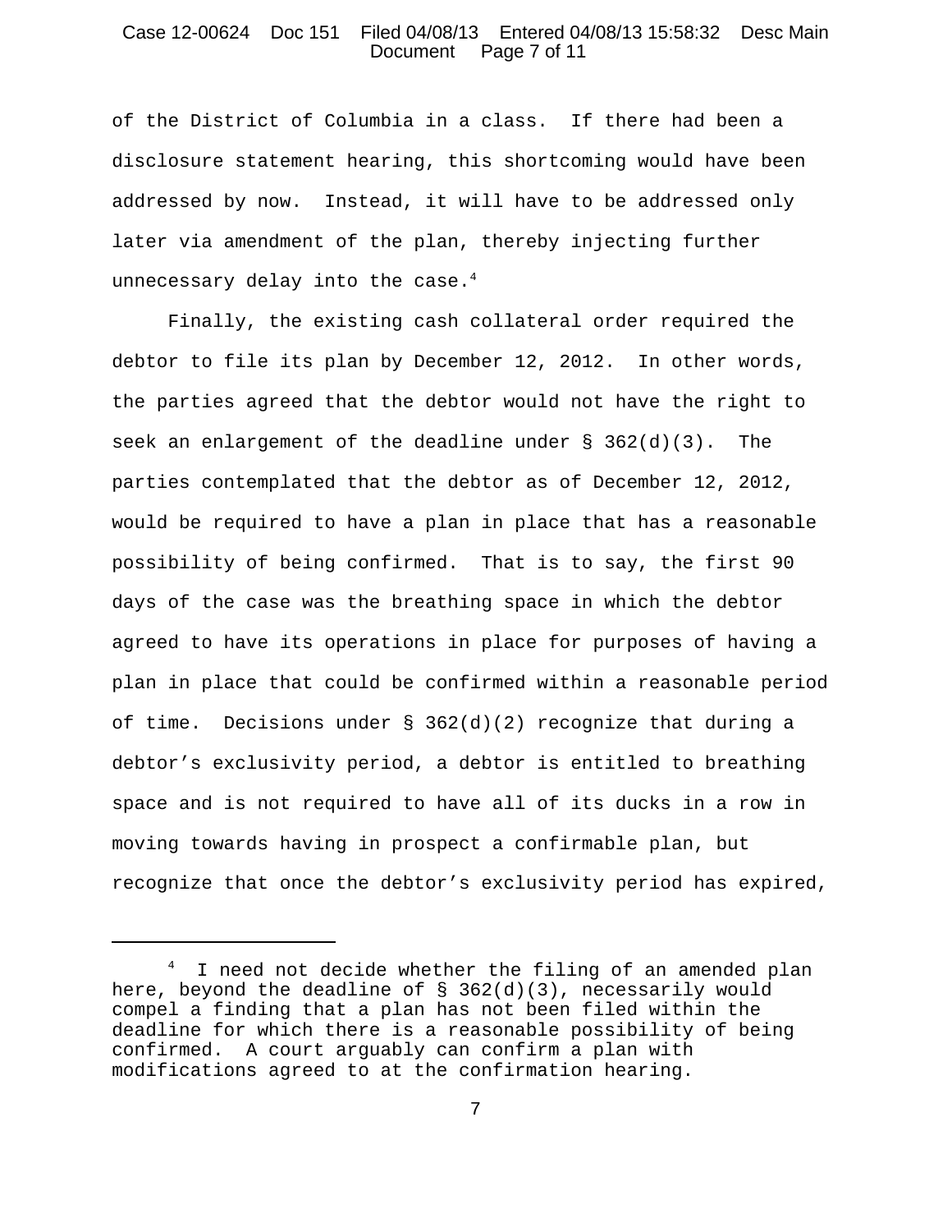of the District of Columbia in a class. If there had been a disclosure statement hearing, this shortcoming would have been addressed by now. Instead, it will have to be addressed only later via amendment of the plan, thereby injecting further unnecessary delay into the case.[4]

Finally, the existing cash collateral order required the debtor to file its plan by December 12, 2012. In other words, the parties agreed that the debtor would not have the right to seek an enlargement of the deadline under § 362(d)(3). The parties contemplated that the debtor as of December 12, 2012, would be required to have a plan in place that has a reasonable possibility of being confirmed. That is to say, the first 90 days of the case was the breathing space in which the debtor agreed to have its operations in place for purposes of having a plan in place that could be confirmed within a reasonable period of time. Decisions under § 362(d)(2) recognize that during a debtor's exclusivity period, a debtor is entitled to breathing space and is not required to have all of its ducks in a row in moving towards having in prospect a confirmable plan, but recognize that once the debtor's exclusivity period has expired,

---

[4] I need not decide whether the filing of an amended plan here, beyond the deadline of § 362(d)(3), necessarily would compel a finding that a plan has not been filed within the deadline for which there is a reasonable possibility of being confirmed. A court arguably can confirm a plan with modifications agreed to at the confirmation hearing.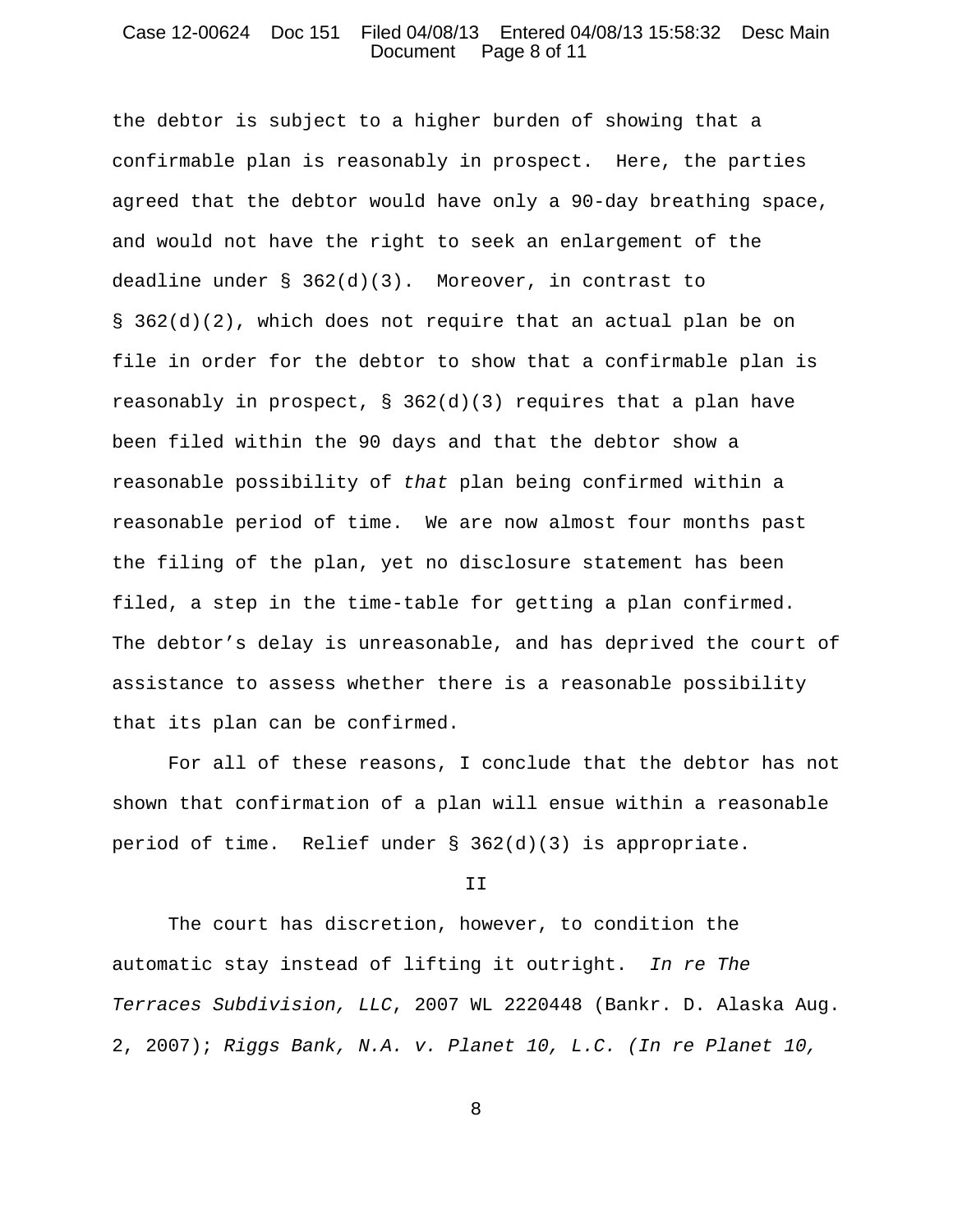the debtor is subject to a higher burden of showing that a confirmable plan is reasonably in prospect. Here, the parties agreed that the debtor would have only a 90-day breathing space, and would not have the right to seek an enlargement of the deadline under § 362(d)(3). Moreover, in contrast to § 362(d)(2), which does not require that an actual plan be on file in order for the debtor to show that a confirmable plan is reasonably in prospect, § 362(d)(3) requires that a plan have been filed within the 90 days and that the debtor show a reasonable possibility of *that* plan being confirmed within a reasonable period of time. We are now almost four months past the filing of the plan, yet no disclosure statement has been filed, a step in the time-table for getting a plan confirmed. The debtor's delay is unreasonable, and has deprived the court of assistance to assess whether there is a reasonable possibility that its plan can be confirmed.

For all of these reasons, I conclude that the debtor has not shown that confirmation of a plan will ensue within a reasonable period of time. Relief under § 362(d)(3) is appropriate.

II

The court has discretion, however, to condition the automatic stay instead of lifting it outright. *In re The Terraces Subdivision, LLC*, 2007 WL 2220448 (Bankr. D. Alaska Aug. 2, 2007); *Riggs Bank, N.A. v. Planet 10, L.C. (In re Planet 10,*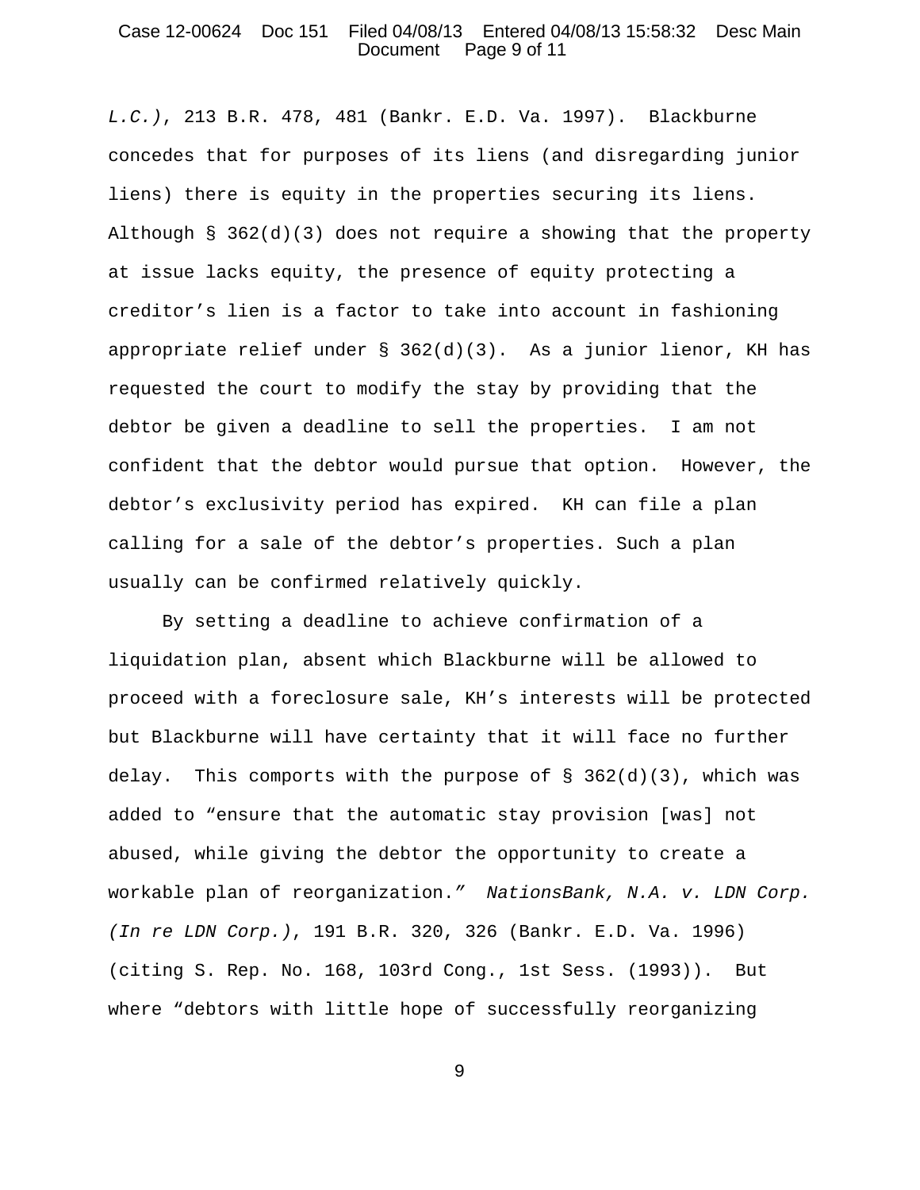*L.C.)*, 213 B.R. 478, 481 (Bankr. E.D. Va. 1997). Blackburne concedes that for purposes of its liens (and disregarding junior liens) there is equity in the properties securing its liens. Although § 362(d)(3) does not require a showing that the property at issue lacks equity, the presence of equity protecting a creditor's lien is a factor to take into account in fashioning appropriate relief under § 362(d)(3). As a junior lienor, KH has requested the court to modify the stay by providing that the debtor be given a deadline to sell the properties. I am not confident that the debtor would pursue that option. However, the debtor's exclusivity period has expired. KH can file a plan calling for a sale of the debtor's properties. Such a plan usually can be confirmed relatively quickly.

By setting a deadline to achieve confirmation of a liquidation plan, absent which Blackburne will be allowed to proceed with a foreclosure sale, KH's interests will be protected but Blackburne will have certainty that it will face no further delay. This comports with the purpose of § 362(d)(3), which was added to "ensure that the automatic stay provision [was] not abused, while giving the debtor the opportunity to create a workable plan of reorganization." *NationsBank, N.A. v. LDN Corp. (In re LDN Corp.)*, 191 B.R. 320, 326 (Bankr. E.D. Va. 1996) (citing S. Rep. No. 168, 103rd Cong., 1st Sess. (1993)). But where "debtors with little hope of successfully reorganizing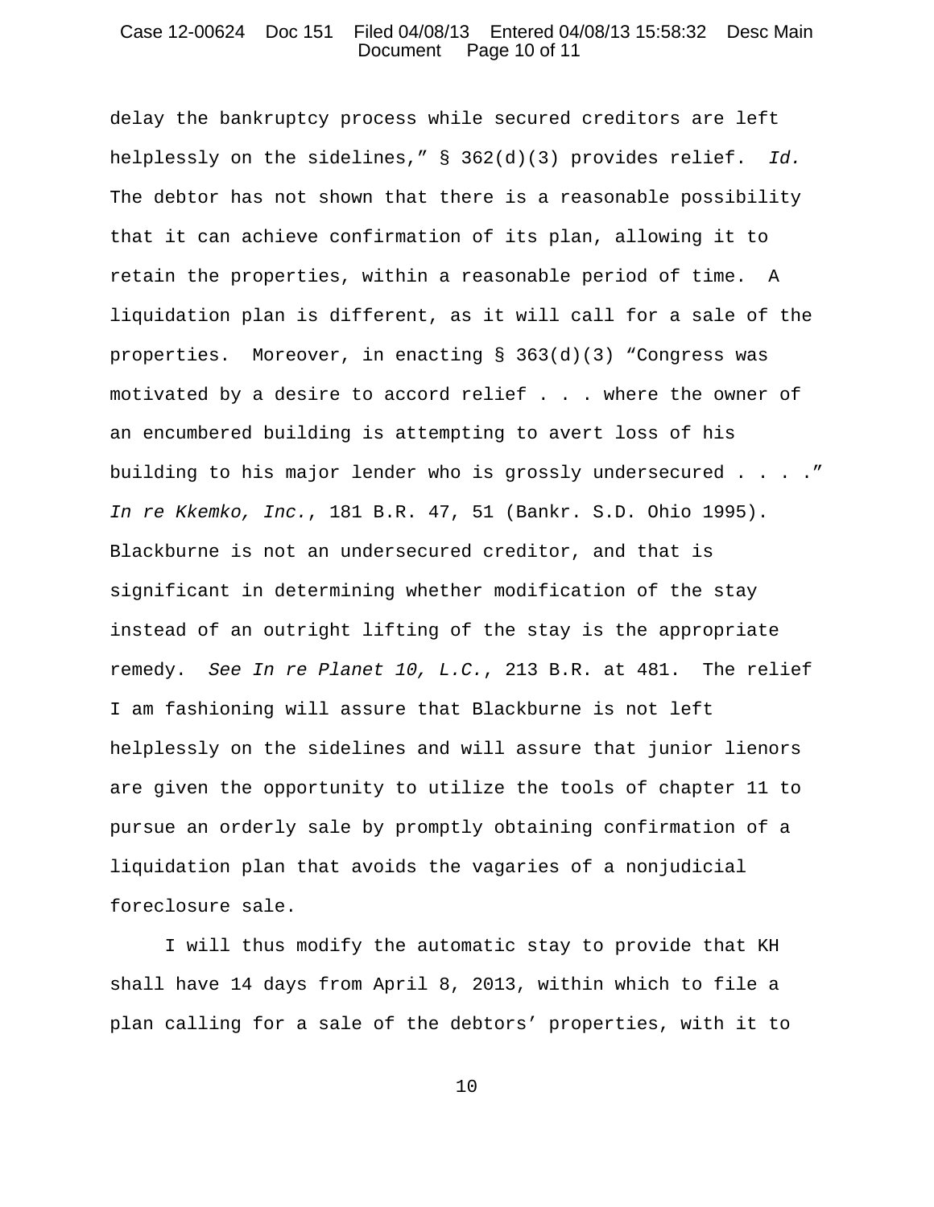delay the bankruptcy process while secured creditors are left helplessly on the sidelines," § 362(d)(3) provides relief. *Id.* The debtor has not shown that there is a reasonable possibility that it can achieve confirmation of its plan, allowing it to retain the properties, within a reasonable period of time. A liquidation plan is different, as it will call for a sale of the properties. Moreover, in enacting § 363(d)(3) "Congress was motivated by a desire to accord relief . . . where the owner of an encumbered building is attempting to avert loss of his building to his major lender who is grossly undersecured . . . ." *In re Kkemko, Inc.*, 181 B.R. 47, 51 (Bankr. S.D. Ohio 1995). Blackburne is not an undersecured creditor, and that is significant in determining whether modification of the stay instead of an outright lifting of the stay is the appropriate remedy. *See In re Planet 10, L.C.*, 213 B.R. at 481. The relief I am fashioning will assure that Blackburne is not left helplessly on the sidelines and will assure that junior lienors are given the opportunity to utilize the tools of chapter 11 to pursue an orderly sale by promptly obtaining confirmation of a liquidation plan that avoids the vagaries of a nonjudicial foreclosure sale.

I will thus modify the automatic stay to provide that KH shall have 14 days from April 8, 2013, within which to file a plan calling for a sale of the debtors' properties, with it to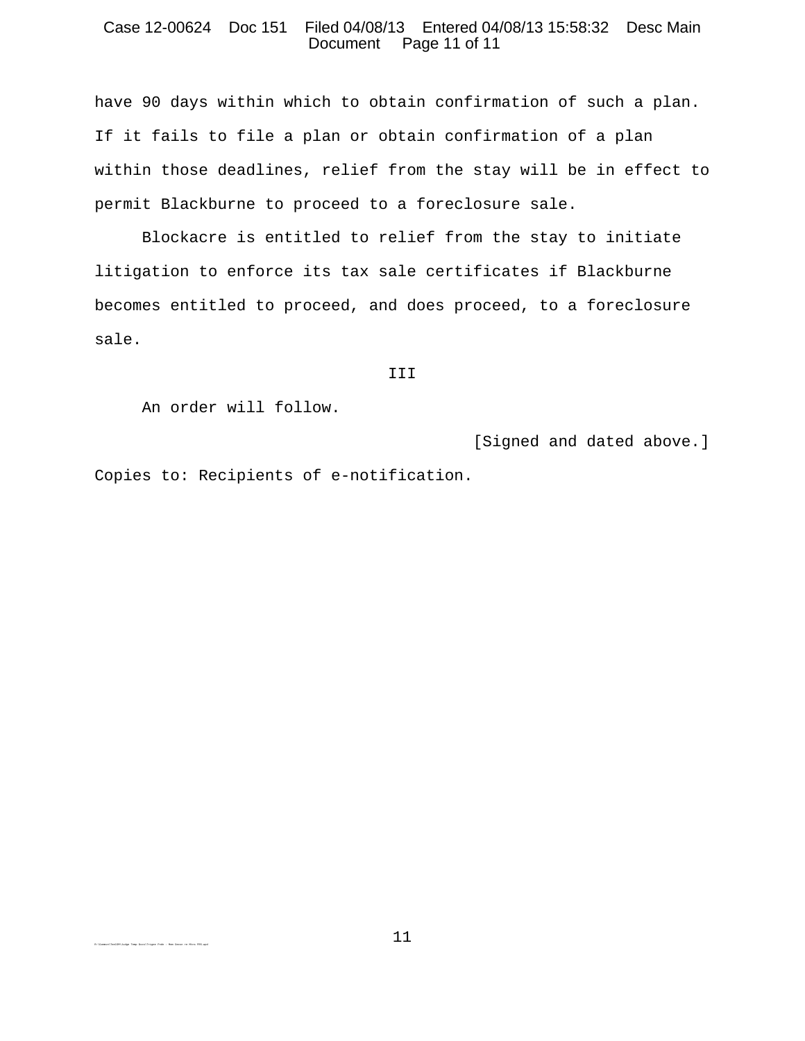have 90 days within which to obtain confirmation of such a plan. If it fails to file a plan or obtain confirmation of a plan within those deadlines, relief from the stay will be in effect to permit Blackburne to proceed to a foreclosure sale.

Blockacre is entitled to relief from the stay to initiate litigation to enforce its tax sale certificates if Blackburne becomes entitled to proceed, and does proceed, to a foreclosure sale.

III

An order will follow.

[Signed and dated above.]

Copies to: Recipients of e-notification.